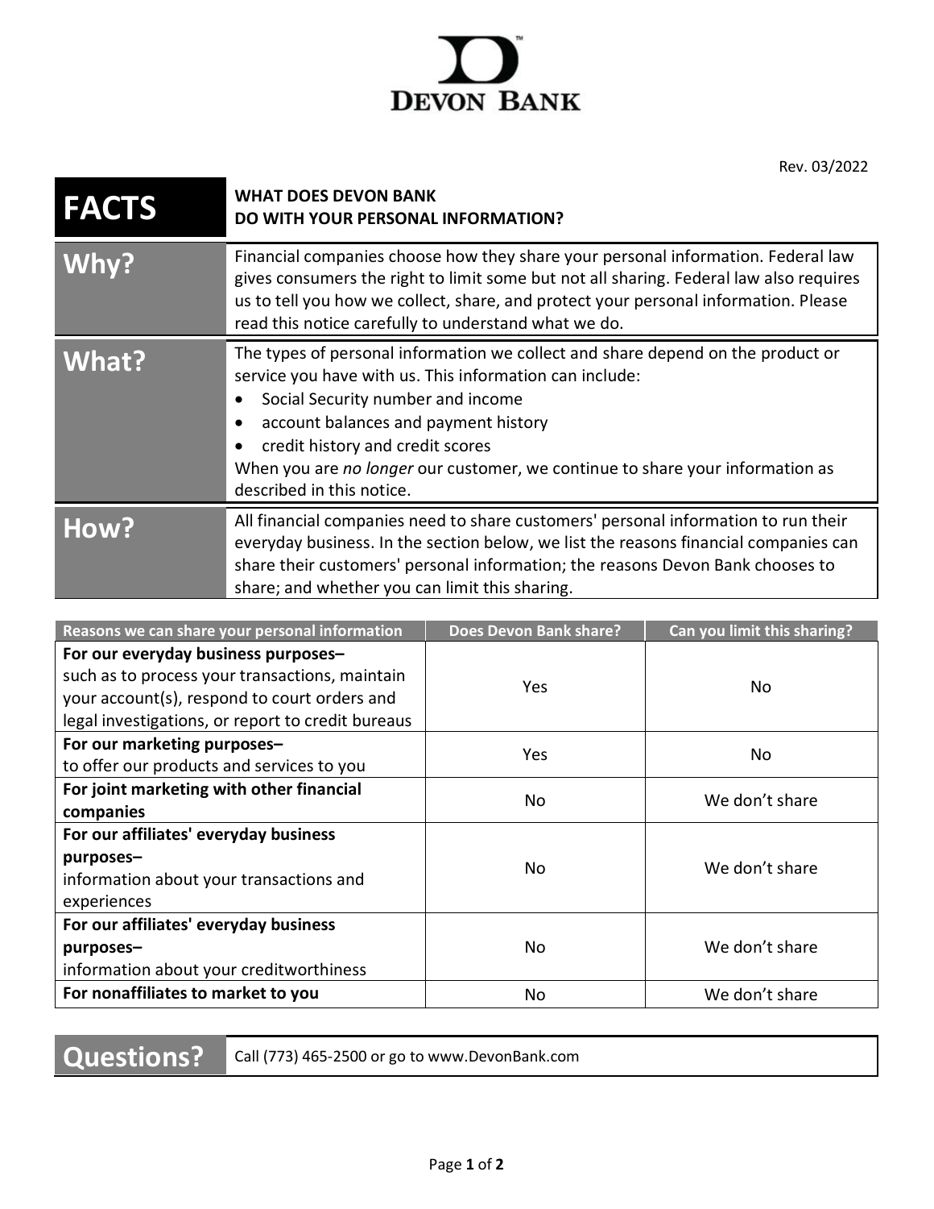# DEVON BANK

Rev. 03/2022

| FACTS | WHAT DOES DEVON BANK DO WITH YOUR PERSONAL INFORMATION? |
|---|---|
| **Why?** | Financial companies choose how they share your personal information. Federal law gives consumers the right to limit some but not all sharing. Federal law also requires us to tell you how we collect, share, and protect your personal information. Please read this notice carefully to understand what we do. |
| **What?** | The types of personal information we collect and share depend on the product or service you have with us. This information can include:<br>• Social Security number and income<br>• account balances and payment history<br>• credit history and credit scores<br>When you are *no longer* our customer, we continue to share your information as described in this notice. |
| **How?** | All financial companies need to share customers' personal information to run their everyday business. In the section below, we list the reasons financial companies can share their customers' personal information; the reasons Devon Bank chooses to share; and whether you can limit this sharing. |

| Reasons we can share your personal information | Does Devon Bank share? | Can you limit this sharing? |
|---|---|---|
| **For our everyday business purposes–** such as to process your transactions, maintain your account(s), respond to court orders and legal investigations, or report to credit bureaus | Yes | No |
| **For our marketing purposes–** to offer our products and services to you | Yes | No |
| **For joint marketing with other financial companies** | No | We don't share |
| **For our affiliates' everyday business purposes–** information about your transactions and experiences | No | We don't share |
| **For our affiliates' everyday business purposes–** information about your creditworthiness | No | We don't share |
| **For nonaffiliates to market to you** | No | We don't share |

| Questions? | Call (773) 465-2500 or go to www.DevonBank.com |
|---|---|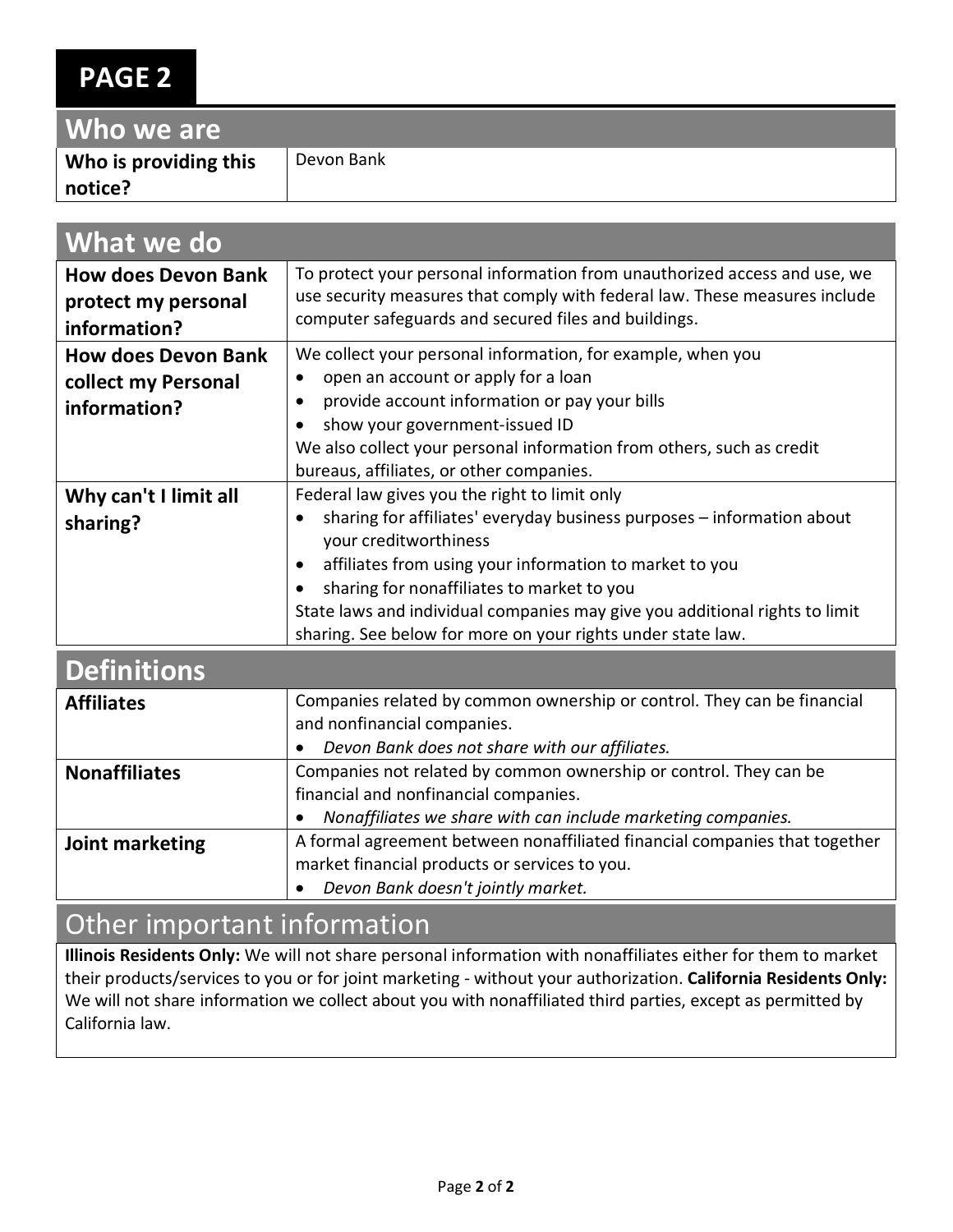# PAGE 2

## Who we are

| | |
|---|---|
| **Who is providing this notice?** | Devon Bank |

## What we do

| | |
|---|---|
| **How does Devon Bank protect my personal information?** | To protect your personal information from unauthorized access and use, we use security measures that comply with federal law. These measures include computer safeguards and secured files and buildings. |
| **How does Devon Bank collect my Personal information?** | We collect your personal information, for example, when you <br>• open an account or apply for a loan <br>• provide account information or pay your bills <br>• show your government-issued ID <br>We also collect your personal information from others, such as credit bureaus, affiliates, or other companies. |
| **Why can't I limit all sharing?** | Federal law gives you the right to limit only <br>• sharing for affiliates' everyday business purposes – information about your creditworthiness <br>• affiliates from using your information to market to you <br>• sharing for nonaffiliates to market to you <br>State laws and individual companies may give you additional rights to limit sharing. See below for more on your rights under state law. |

## Definitions

| | |
|---|---|
| **Affiliates** | Companies related by common ownership or control. They can be financial and nonfinancial companies. <br>• *Devon Bank does not share with our affiliates.* |
| **Nonaffiliates** | Companies not related by common ownership or control. They can be financial and nonfinancial companies. <br>• *Nonaffiliates we share with can include marketing companies.* |
| **Joint marketing** | A formal agreement between nonaffiliated financial companies that together market financial products or services to you. <br>• *Devon Bank doesn't jointly market.* |

## Other important information

**Illinois Residents Only:** We will not share personal information with nonaffiliates either for them to market their products/services to you or for joint marketing - without your authorization. **California Residents Only:** We will not share information we collect about you with nonaffiliated third parties, except as permitted by California law.